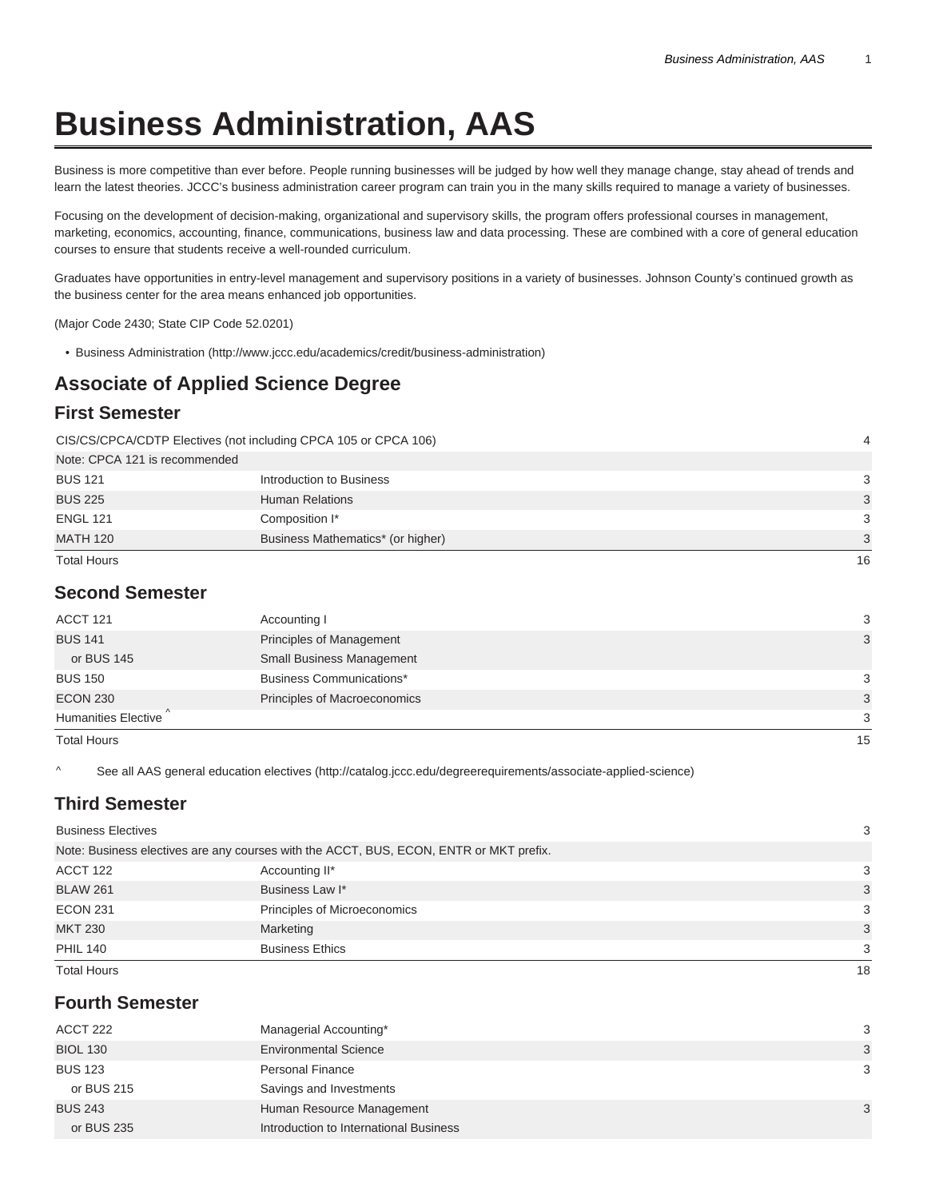# Business Administration, AAS

Business is more competitive than ever before. People running businesses will be judged by how well they manage change, stay ahead of trends and learn the latest theories. JCCC's business administration career program can train you in the many skills required to manage a variety of businesses.

Focusing on the development of decision-making, organizational and supervisory skills, the program offers professional courses in management, marketing, economics, accounting, finance, communications, business law and data processing. These are combined with a core of general education courses to ensure that students receive a well-rounded curriculum.

Graduates have opportunities in entry-level management and supervisory positions in a variety of businesses. Johnson County's continued growth as the business center for the area means enhanced job opportunities.

(Major Code 2430; State CIP Code 52.0201)

- Business Administration (http://www.jccc.edu/academics/credit/business-administration)

## Associate of Applied Science Degree

### First Semester

| | | |
|---|---|---|
| CIS/CS/CPCA/CDTP Electives (not including CPCA 105 or CPCA 106) | | 4 |
| Note: CPCA 121 is recommended | | |
| BUS 121 | Introduction to Business | 3 |
| BUS 225 | Human Relations | 3 |
| ENGL 121 | Composition I* | 3 |
| MATH 120 | Business Mathematics* (or higher) | 3 |
| Total Hours | | 16 |

### Second Semester

| | | |
|---|---|---|
| ACCT 121 | Accounting I | 3 |
| BUS 141 | Principles of Management | 3 |
| or BUS 145 | Small Business Management | |
| BUS 150 | Business Communications* | 3 |
| ECON 230 | Principles of Macroeconomics | 3 |
| Humanities Elective ^ | | 3 |
| Total Hours | | 15 |

^ See all AAS general education electives (http://catalog.jccc.edu/degreerequirements/associate-applied-science)

### Third Semester

| | | |
|---|---|---|
| Business Electives | | 3 |
| Note: Business electives are any courses with the ACCT, BUS, ECON, ENTR or MKT prefix. | | |
| ACCT 122 | Accounting II* | 3 |
| BLAW 261 | Business Law I* | 3 |
| ECON 231 | Principles of Microeconomics | 3 |
| MKT 230 | Marketing | 3 |
| PHIL 140 | Business Ethics | 3 |
| Total Hours | | 18 |

### Fourth Semester

| | | |
|---|---|---|
| ACCT 222 | Managerial Accounting* | 3 |
| BIOL 130 | Environmental Science | 3 |
| BUS 123 | Personal Finance | 3 |
| or BUS 215 | Savings and Investments | |
| BUS 243 | Human Resource Management | 3 |
| or BUS 235 | Introduction to International Business | |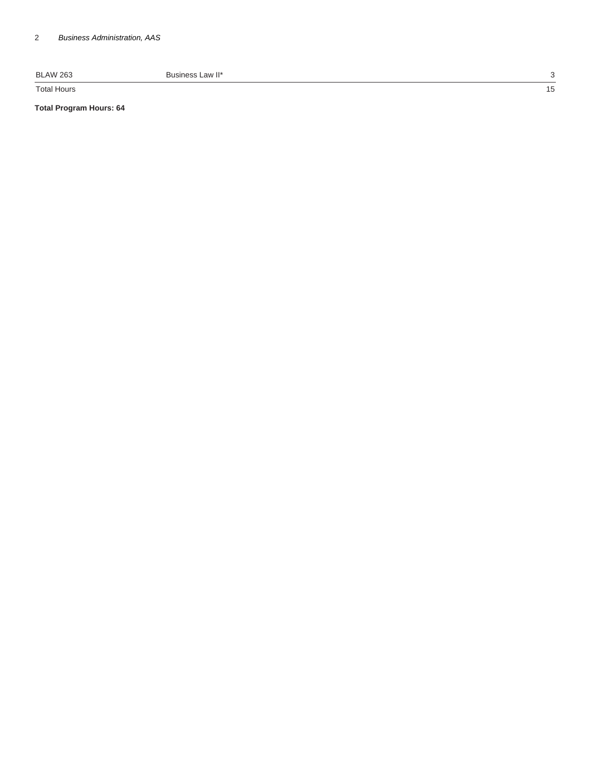| | | |
|---|---|---|
| BLAW 263 | Business Law II* | 3 |
| Total Hours | | 15 |

**Total Program Hours: 64**